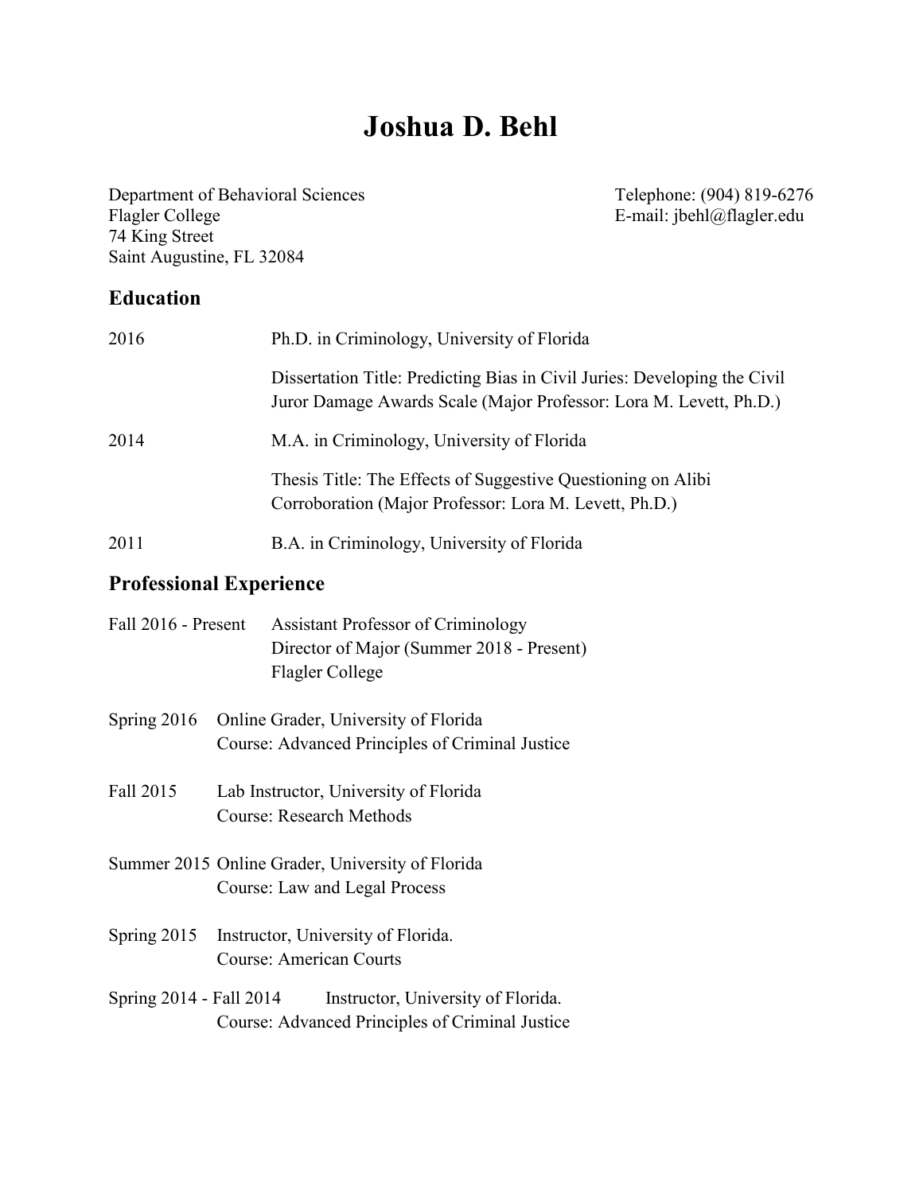# Joshua D. Behl

Department of Behavioral Sciences
Flagler College
74 King Street
Saint Augustine, FL 32084

Telephone: (904) 819-6276
E-mail: jbehl@flagler.edu

## Education

2016 Ph.D. in Criminology, University of Florida

Dissertation Title: Predicting Bias in Civil Juries: Developing the Civil Juror Damage Awards Scale (Major Professor: Lora M. Levett, Ph.D.)

2014 M.A. in Criminology, University of Florida

Thesis Title: The Effects of Suggestive Questioning on Alibi Corroboration (Major Professor: Lora M. Levett, Ph.D.)

2011 B.A. in Criminology, University of Florida

## Professional Experience

Fall 2016 - Present Assistant Professor of Criminology
Director of Major (Summer 2018 - Present)
Flagler College

Spring 2016 Online Grader, University of Florida
Course: Advanced Principles of Criminal Justice

Fall 2015 Lab Instructor, University of Florida
Course: Research Methods

Summer 2015 Online Grader, University of Florida
Course: Law and Legal Process

Spring 2015 Instructor, University of Florida.
Course: American Courts

Spring 2014 - Fall 2014 Instructor, University of Florida.
Course: Advanced Principles of Criminal Justice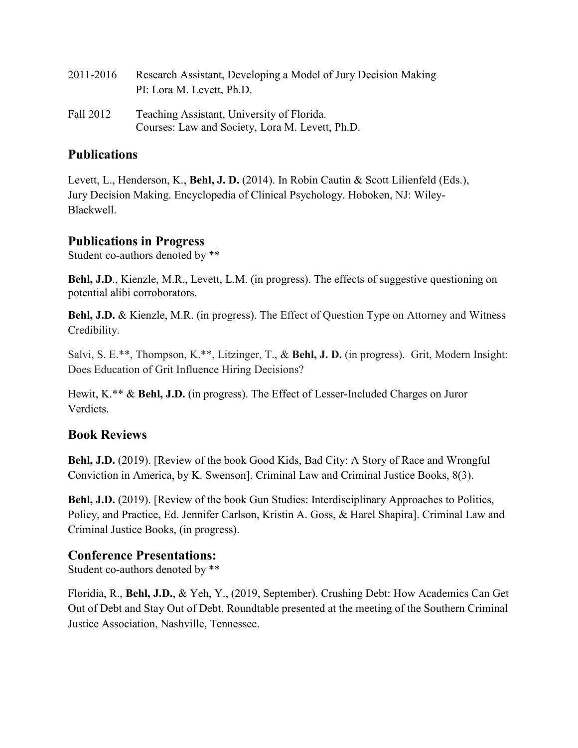2011-2016 Research Assistant, Developing a Model of Jury Decision Making
PI: Lora M. Levett, Ph.D.

Fall 2012 Teaching Assistant, University of Florida.
Courses: Law and Society, Lora M. Levett, Ph.D.

## Publications

Levett, L., Henderson, K., **Behl, J. D.** (2014). In Robin Cautin & Scott Lilienfeld (Eds.), Jury Decision Making. Encyclopedia of Clinical Psychology. Hoboken, NJ: Wiley-Blackwell.

## Publications in Progress

Student co-authors denoted by **

**Behl, J.D**., Kienzle, M.R., Levett, L.M. (in progress). The effects of suggestive questioning on potential alibi corroborators.

**Behl, J.D.** & Kienzle, M.R. (in progress). The Effect of Question Type on Attorney and Witness Credibility.

Salvi, S. E.**, Thompson, K.**, Litzinger, T., & **Behl, J. D.** (in progress). Grit, Modern Insight: Does Education of Grit Influence Hiring Decisions?

Hewit, K.** & **Behl, J.D.** (in progress). The Effect of Lesser-Included Charges on Juror Verdicts.

## Book Reviews

**Behl, J.D.** (2019). [Review of the book Good Kids, Bad City: A Story of Race and Wrongful Conviction in America, by K. Swenson]. Criminal Law and Criminal Justice Books, 8(3).

**Behl, J.D.** (2019). [Review of the book Gun Studies: Interdisciplinary Approaches to Politics, Policy, and Practice, Ed. Jennifer Carlson, Kristin A. Goss, & Harel Shapira]. Criminal Law and Criminal Justice Books, (in progress).

## Conference Presentations:

Student co-authors denoted by **

Floridia, R., **Behl, J.D.**, & Yeh, Y., (2019, September). Crushing Debt: How Academics Can Get Out of Debt and Stay Out of Debt. Roundtable presented at the meeting of the Southern Criminal Justice Association, Nashville, Tennessee.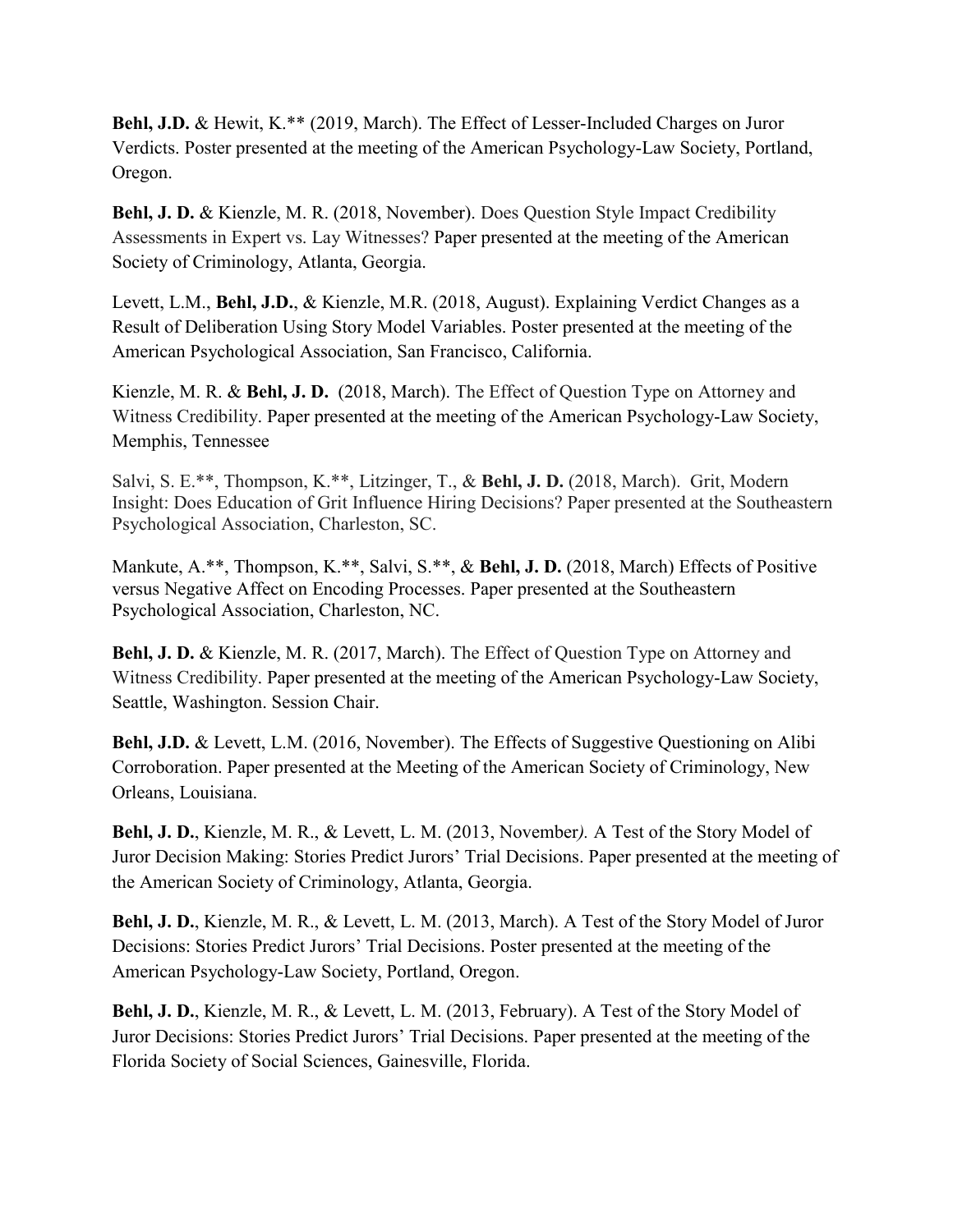**Behl, J.D.** & Hewit, K.** (2019, March). The Effect of Lesser-Included Charges on Juror Verdicts. Poster presented at the meeting of the American Psychology-Law Society, Portland, Oregon.

**Behl, J. D.** & Kienzle, M. R. (2018, November). Does Question Style Impact Credibility Assessments in Expert vs. Lay Witnesses? Paper presented at the meeting of the American Society of Criminology, Atlanta, Georgia.

Levett, L.M., **Behl, J.D.**, & Kienzle, M.R. (2018, August). Explaining Verdict Changes as a Result of Deliberation Using Story Model Variables. Poster presented at the meeting of the American Psychological Association, San Francisco, California.

Kienzle, M. R. & **Behl, J. D.** (2018, March). The Effect of Question Type on Attorney and Witness Credibility. Paper presented at the meeting of the American Psychology-Law Society, Memphis, Tennessee

Salvi, S. E.**, Thompson, K.**, Litzinger, T., & **Behl, J. D.** (2018, March). Grit, Modern Insight: Does Education of Grit Influence Hiring Decisions? Paper presented at the Southeastern Psychological Association, Charleston, SC.

Mankute, A.**, Thompson, K.**, Salvi, S.**, & **Behl, J. D.** (2018, March) Effects of Positive versus Negative Affect on Encoding Processes. Paper presented at the Southeastern Psychological Association, Charleston, NC.

**Behl, J. D.** & Kienzle, M. R. (2017, March). The Effect of Question Type on Attorney and Witness Credibility. Paper presented at the meeting of the American Psychology-Law Society, Seattle, Washington. Session Chair.

**Behl, J.D.** & Levett, L.M. (2016, November). The Effects of Suggestive Questioning on Alibi Corroboration. Paper presented at the Meeting of the American Society of Criminology, New Orleans, Louisiana.

**Behl, J. D.**, Kienzle, M. R., & Levett, L. M. (2013, November*).* A Test of the Story Model of Juror Decision Making: Stories Predict Jurors' Trial Decisions. Paper presented at the meeting of the American Society of Criminology, Atlanta, Georgia.

**Behl, J. D.**, Kienzle, M. R., & Levett, L. M. (2013, March). A Test of the Story Model of Juror Decisions: Stories Predict Jurors' Trial Decisions. Poster presented at the meeting of the American Psychology-Law Society, Portland, Oregon.

**Behl, J. D.**, Kienzle, M. R., & Levett, L. M. (2013, February). A Test of the Story Model of Juror Decisions: Stories Predict Jurors' Trial Decisions. Paper presented at the meeting of the Florida Society of Social Sciences, Gainesville, Florida.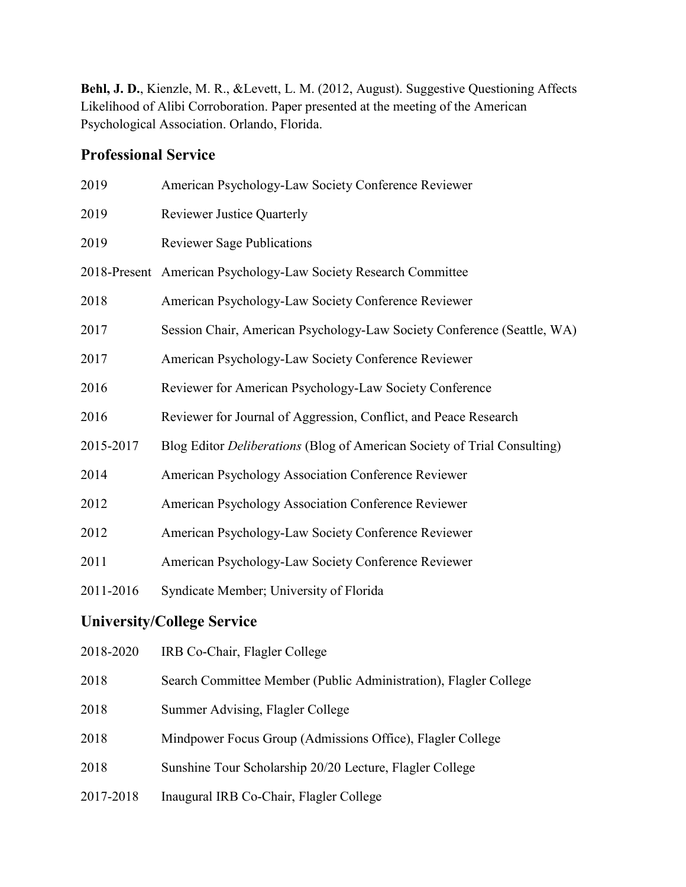**Behl, J. D.**, Kienzle, M. R., &Levett, L. M. (2012, August). Suggestive Questioning Affects Likelihood of Alibi Corroboration. Paper presented at the meeting of the American Psychological Association. Orlando, Florida.

## Professional Service

| | |
|---|---|
| 2019 | American Psychology-Law Society Conference Reviewer |
| 2019 | Reviewer Justice Quarterly |
| 2019 | Reviewer Sage Publications |
| 2018-Present | American Psychology-Law Society Research Committee |
| 2018 | American Psychology-Law Society Conference Reviewer |
| 2017 | Session Chair, American Psychology-Law Society Conference (Seattle, WA) |
| 2017 | American Psychology-Law Society Conference Reviewer |
| 2016 | Reviewer for American Psychology-Law Society Conference |
| 2016 | Reviewer for Journal of Aggression, Conflict, and Peace Research |
| 2015-2017 | Blog Editor *Deliberations* (Blog of American Society of Trial Consulting) |
| 2014 | American Psychology Association Conference Reviewer |
| 2012 | American Psychology Association Conference Reviewer |
| 2012 | American Psychology-Law Society Conference Reviewer |
| 2011 | American Psychology-Law Society Conference Reviewer |
| 2011-2016 | Syndicate Member; University of Florida |

## University/College Service

| | |
|---|---|
| 2018-2020 | IRB Co-Chair, Flagler College |
| 2018 | Search Committee Member (Public Administration), Flagler College |
| 2018 | Summer Advising, Flagler College |
| 2018 | Mindpower Focus Group (Admissions Office), Flagler College |
| 2018 | Sunshine Tour Scholarship 20/20 Lecture, Flagler College |
| 2017-2018 | Inaugural IRB Co-Chair, Flagler College |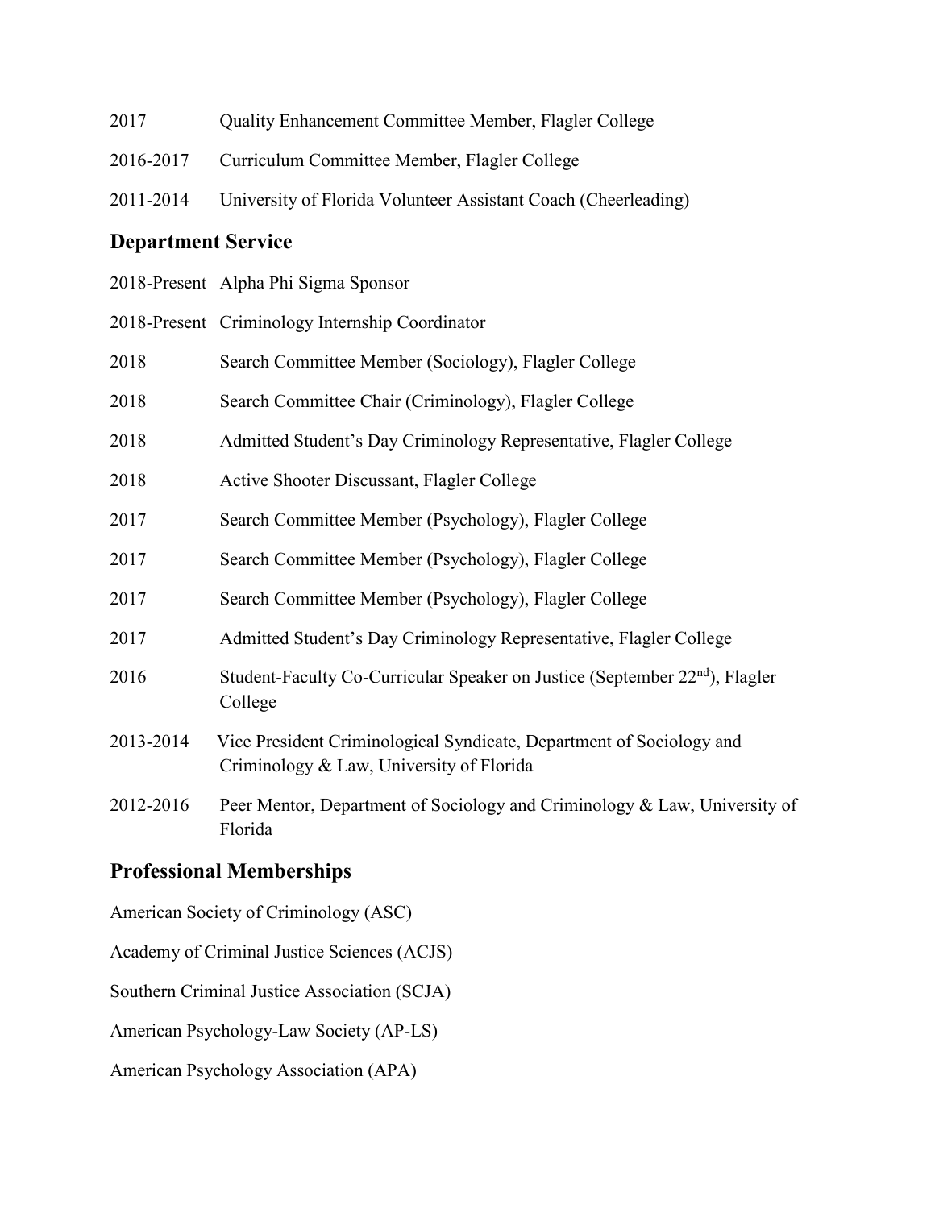2017 Quality Enhancement Committee Member, Flagler College

2016-2017 Curriculum Committee Member, Flagler College

2011-2014 University of Florida Volunteer Assistant Coach (Cheerleading)

## Department Service

2018-Present Alpha Phi Sigma Sponsor

2018-Present Criminology Internship Coordinator

2018 Search Committee Member (Sociology), Flagler College

2018 Search Committee Chair (Criminology), Flagler College

2018 Admitted Student's Day Criminology Representative, Flagler College

2018 Active Shooter Discussant, Flagler College

2017 Search Committee Member (Psychology), Flagler College

2017 Search Committee Member (Psychology), Flagler College

2017 Search Committee Member (Psychology), Flagler College

2017 Admitted Student's Day Criminology Representative, Flagler College

2016 Student-Faculty Co-Curricular Speaker on Justice (September 22nd), Flagler College

2013-2014 Vice President Criminological Syndicate, Department of Sociology and Criminology & Law, University of Florida

2012-2016 Peer Mentor, Department of Sociology and Criminology & Law, University of Florida

## Professional Memberships

American Society of Criminology (ASC)

Academy of Criminal Justice Sciences (ACJS)

Southern Criminal Justice Association (SCJA)

American Psychology-Law Society (AP-LS)

American Psychology Association (APA)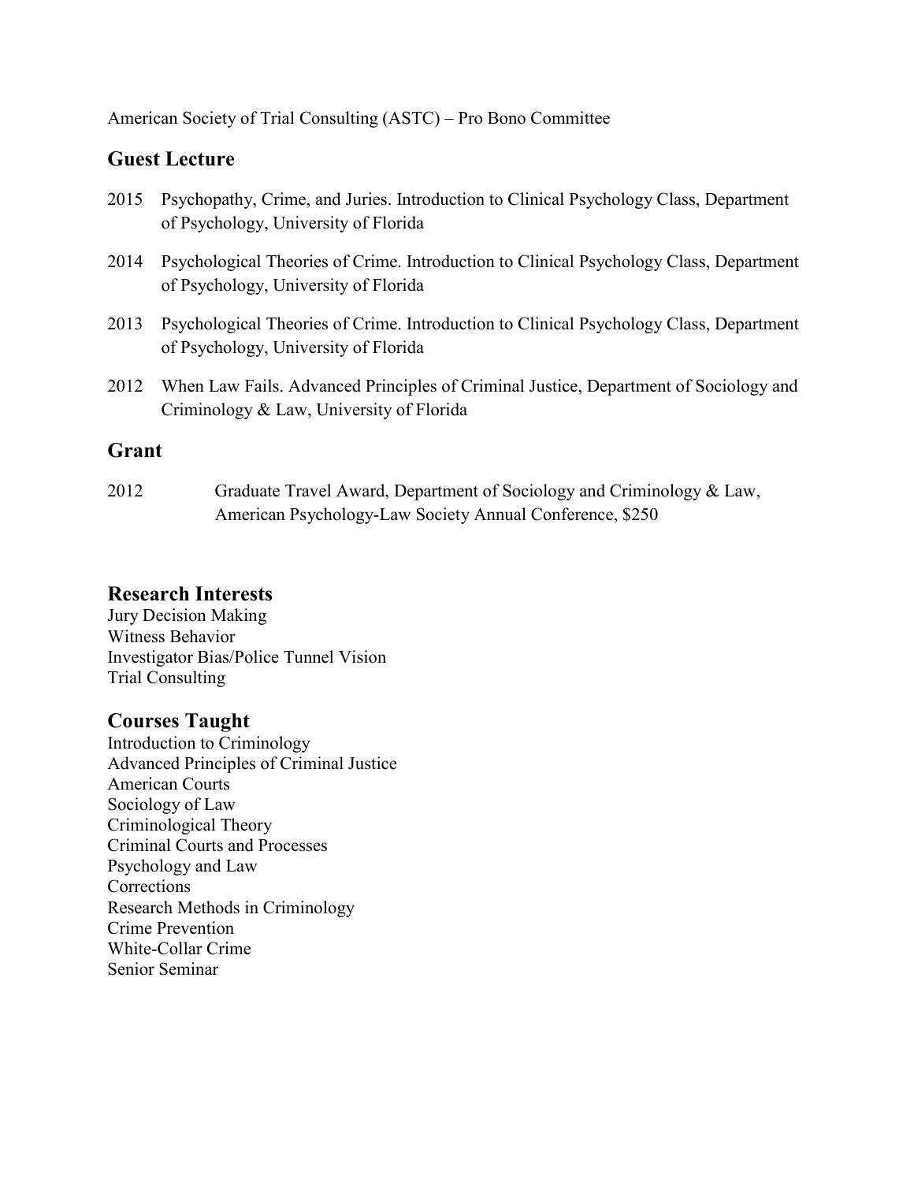American Society of Trial Consulting (ASTC) – Pro Bono Committee

## Guest Lecture

2015 Psychopathy, Crime, and Juries. Introduction to Clinical Psychology Class, Department of Psychology, University of Florida

2014 Psychological Theories of Crime. Introduction to Clinical Psychology Class, Department of Psychology, University of Florida

2013 Psychological Theories of Crime. Introduction to Clinical Psychology Class, Department of Psychology, University of Florida

2012 When Law Fails. Advanced Principles of Criminal Justice, Department of Sociology and Criminology & Law, University of Florida

## Grant

2012 Graduate Travel Award, Department of Sociology and Criminology & Law, American Psychology-Law Society Annual Conference, $250

## Research Interests

Jury Decision Making
Witness Behavior
Investigator Bias/Police Tunnel Vision
Trial Consulting

## Courses Taught

Introduction to Criminology
Advanced Principles of Criminal Justice
American Courts
Sociology of Law
Criminological Theory
Criminal Courts and Processes
Psychology and Law
Corrections
Research Methods in Criminology
Crime Prevention
White-Collar Crime
Senior Seminar